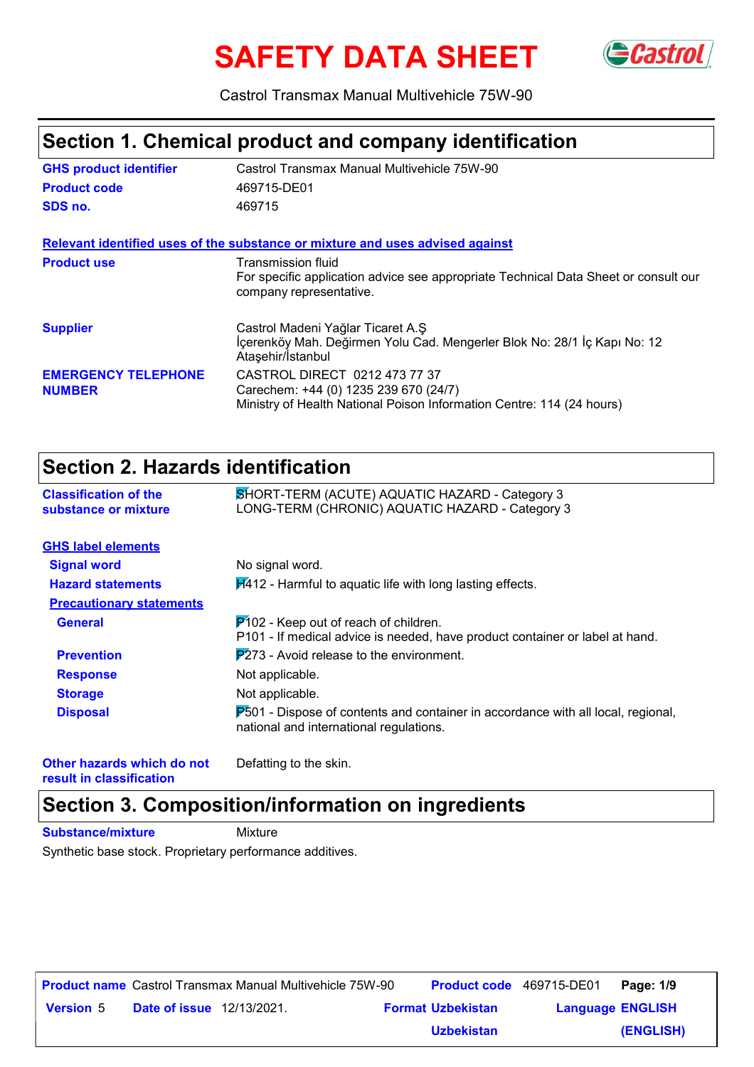# SAFETY DATA SHEET

Castrol Transmax Manual Multivehicle 75W-90

## Section 1. Chemical product and company identification

| | |
|---|---|
| **GHS product identifier** | Castrol Transmax Manual Multivehicle 75W-90 |
| **Product code** | 469715-DE01 |
| **SDS no.** | 469715 |

**Relevant identified uses of the substance or mixture and uses advised against**

| | |
|---|---|
| **Product use** | Transmission fluid<br>For specific application advice see appropriate Technical Data Sheet or consult our company representative. |
| **Supplier** | Castrol Madeni Yağlar Ticaret A.Ş<br>İçerenköy Mah. Değirmen Yolu Cad. Mengerler Blok No: 28/1 İç Kapı No: 12 Ataşehir/İstanbul |
| **EMERGENCY TELEPHONE NUMBER** | CASTROL DIRECT 0212 473 77 37<br>Carechem: +44 (0) 1235 239 670 (24/7)<br>Ministry of Health National Poison Information Centre: 114 (24 hours) |

## Section 2. Hazards identification

| | |
|---|---|
| **Classification of the substance or mixture** | SHORT-TERM (ACUTE) AQUATIC HAZARD - Category 3<br>LONG-TERM (CHRONIC) AQUATIC HAZARD - Category 3 |

**GHS label elements**

| | |
|---|---|
| **Signal word** | No signal word. |
| **Hazard statements** | H412 - Harmful to aquatic life with long lasting effects. |

**Precautionary statements**

| | |
|---|---|
| **General** | P102 - Keep out of reach of children.<br>P101 - If medical advice is needed, have product container or label at hand. |
| **Prevention** | P273 - Avoid release to the environment. |
| **Response** | Not applicable. |
| **Storage** | Not applicable. |
| **Disposal** | P501 - Dispose of contents and container in accordance with all local, regional, national and international regulations. |
| **Other hazards which do not result in classification** | Defatting to the skin. |

## Section 3. Composition/information on ingredients

**Substance/mixture** Mixture

Synthetic base stock. Proprietary performance additives.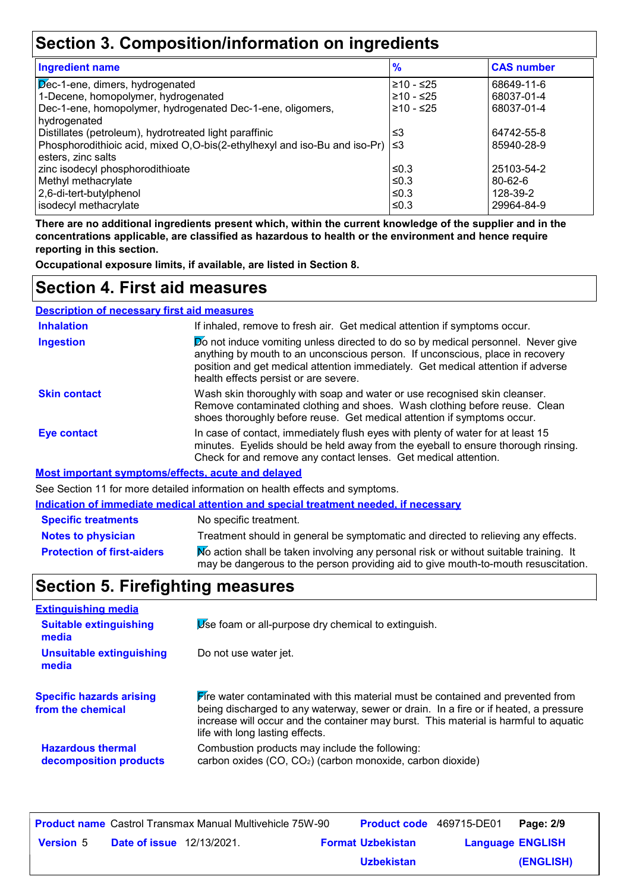## Section 3. Composition/information on ingredients

| Ingredient name | % | CAS number |
|---|---|---|
| Dec-1-ene, dimers, hydrogenated | ≥10 - ≤25 | 68649-11-6 |
| 1-Decene, homopolymer, hydrogenated | ≥10 - ≤25 | 68037-01-4 |
| Dec-1-ene, homopolymer, hydrogenated Dec-1-ene, oligomers, hydrogenated | ≥10 - ≤25 | 68037-01-4 |
| Distillates (petroleum), hydrotreated light paraffinic | ≤3 | 64742-55-8 |
| Phosphorodithioic acid, mixed O,O-bis(2-ethylhexyl and iso-Bu and iso-Pr) esters, zinc salts | ≤3 | 85940-28-9 |
| zinc isodecyl phosphorodithioate | ≤0.3 | 25103-54-2 |
| Methyl methacrylate | ≤0.3 | 80-62-6 |
| 2,6-di-tert-butylphenol | ≤0.3 | 128-39-2 |
| isodecyl methacrylate | ≤0.3 | 29964-84-9 |

**There are no additional ingredients present which, within the current knowledge of the supplier and in the concentrations applicable, are classified as hazardous to health or the environment and hence require reporting in this section.**

**Occupational exposure limits, if available, are listed in Section 8.**

## Section 4. First aid measures

**Description of necessary first aid measures**

**Inhalation**: If inhaled, remove to fresh air. Get medical attention if symptoms occur.

**Ingestion**: Do not induce vomiting unless directed to do so by medical personnel. Never give anything by mouth to an unconscious person. If unconscious, place in recovery position and get medical attention immediately. Get medical attention if adverse health effects persist or are severe.

**Skin contact**: Wash skin thoroughly with soap and water or use recognised skin cleanser. Remove contaminated clothing and shoes. Wash clothing before reuse. Clean shoes thoroughly before reuse. Get medical attention if symptoms occur.

**Eye contact**: In case of contact, immediately flush eyes with plenty of water for at least 15 minutes. Eyelids should be held away from the eyeball to ensure thorough rinsing. Check for and remove any contact lenses. Get medical attention.

**Most important symptoms/effects, acute and delayed**

See Section 11 for more detailed information on health effects and symptoms.

**Indication of immediate medical attention and special treatment needed, if necessary**

**Specific treatments**: No specific treatment.

**Notes to physician**: Treatment should in general be symptomatic and directed to relieving any effects.

**Protection of first-aiders**: No action shall be taken involving any personal risk or without suitable training. It may be dangerous to the person providing aid to give mouth-to-mouth resuscitation.

## Section 5. Firefighting measures

**Extinguishing media**

**Suitable extinguishing media**: Use foam or all-purpose dry chemical to extinguish.

**Unsuitable extinguishing media**: Do not use water jet.

**Specific hazards arising from the chemical**: Fire water contaminated with this material must be contained and prevented from being discharged to any waterway, sewer or drain. In a fire or if heated, a pressure increase will occur and the container may burst. This material is harmful to aquatic life with long lasting effects.

**Hazardous thermal decomposition products**: Combustion products may include the following:
carbon oxides (CO, $CO_2$) (carbon monoxide, carbon dioxide)

**Product name** Castrol Transmax Manual Multivehicle 75W-90 | **Product code** 469715-DE01 | **Version** 5 | **Date of issue** 12/13/2021. | **Format** Uzbekistan Uzbekistan | **Language** ENGLISH (ENGLISH)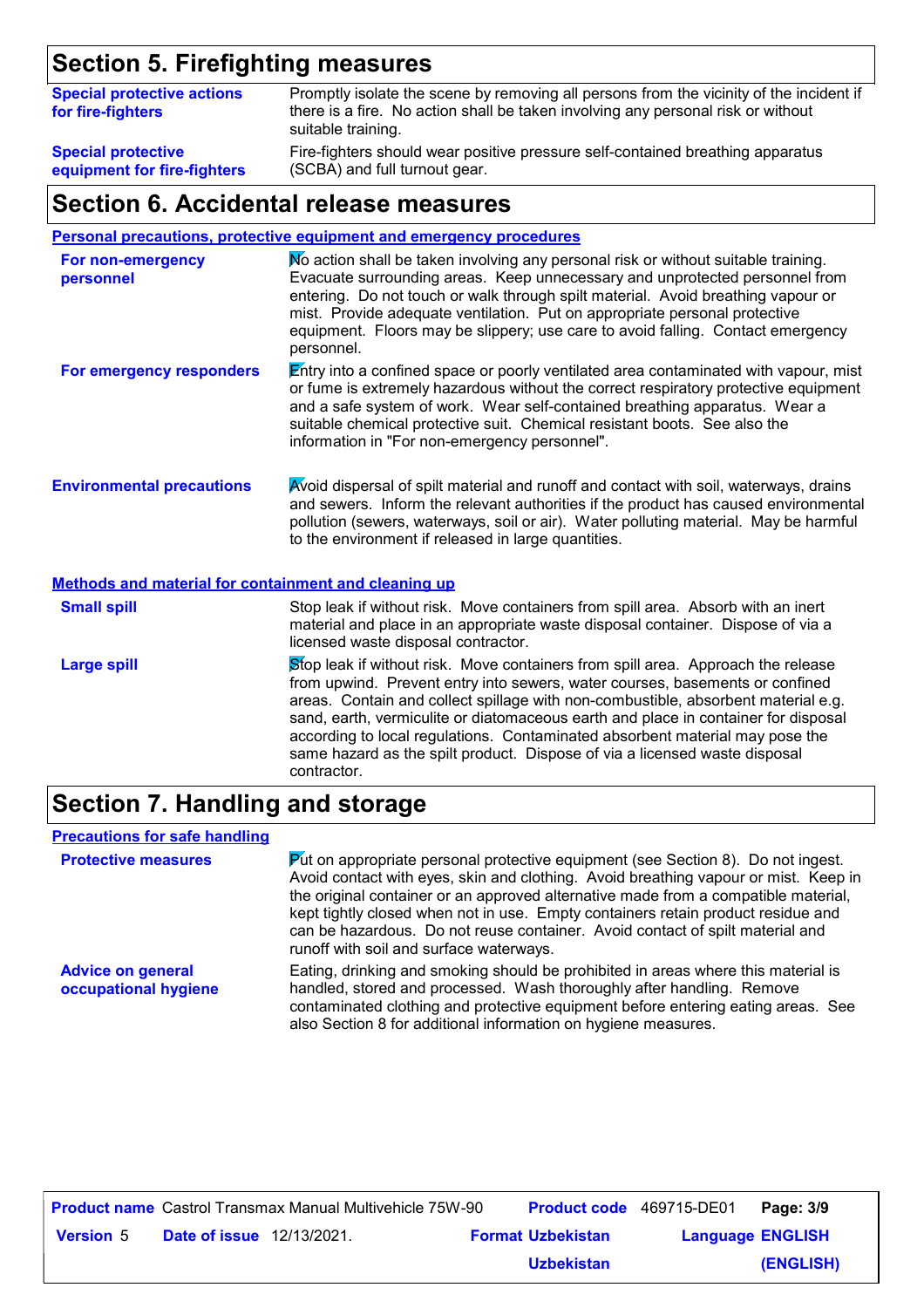## Section 5. Firefighting measures

| | |
|---|---|
| **Special protective actions for fire-fighters** | Promptly isolate the scene by removing all persons from the vicinity of the incident if there is a fire. No action shall be taken involving any personal risk or without suitable training. |
| **Special protective equipment for fire-fighters** | Fire-fighters should wear positive pressure self-contained breathing apparatus (SCBA) and full turnout gear. |

## Section 6. Accidental release measures

### Personal precautions, protective equipment and emergency procedures

| | |
|---|---|
| **For non-emergency personnel** | No action shall be taken involving any personal risk or without suitable training. Evacuate surrounding areas. Keep unnecessary and unprotected personnel from entering. Do not touch or walk through spilt material. Avoid breathing vapour or mist. Provide adequate ventilation. Put on appropriate personal protective equipment. Floors may be slippery; use care to avoid falling. Contact emergency personnel. |
| **For emergency responders** | Entry into a confined space or poorly ventilated area contaminated with vapour, mist or fume is extremely hazardous without the correct respiratory protective equipment and a safe system of work. Wear self-contained breathing apparatus. Wear a suitable chemical protective suit. Chemical resistant boots. See also the information in "For non-emergency personnel". |
| **Environmental precautions** | Avoid dispersal of spilt material and runoff and contact with soil, waterways, drains and sewers. Inform the relevant authorities if the product has caused environmental pollution (sewers, waterways, soil or air). Water polluting material. May be harmful to the environment if released in large quantities. |

### Methods and material for containment and cleaning up

| | |
|---|---|
| **Small spill** | Stop leak if without risk. Move containers from spill area. Absorb with an inert material and place in an appropriate waste disposal container. Dispose of via a licensed waste disposal contractor. |
| **Large spill** | Stop leak if without risk. Move containers from spill area. Approach the release from upwind. Prevent entry into sewers, water courses, basements or confined areas. Contain and collect spillage with non-combustible, absorbent material e.g. sand, earth, vermiculite or diatomaceous earth and place in container for disposal according to local regulations. Contaminated absorbent material may pose the same hazard as the spilt product. Dispose of via a licensed waste disposal contractor. |

## Section 7. Handling and storage

### Precautions for safe handling

| | |
|---|---|
| **Protective measures** | Put on appropriate personal protective equipment (see Section 8). Do not ingest. Avoid contact with eyes, skin and clothing. Avoid breathing vapour or mist. Keep in the original container or an approved alternative made from a compatible material, kept tightly closed when not in use. Empty containers retain product residue and can be hazardous. Do not reuse container. Avoid contact of spilt material and runoff with soil and surface waterways. |
| **Advice on general occupational hygiene** | Eating, drinking and smoking should be prohibited in areas where this material is handled, stored and processed. Wash thoroughly after handling. Remove contaminated clothing and protective equipment before entering eating areas. See also Section 8 for additional information on hygiene measures. |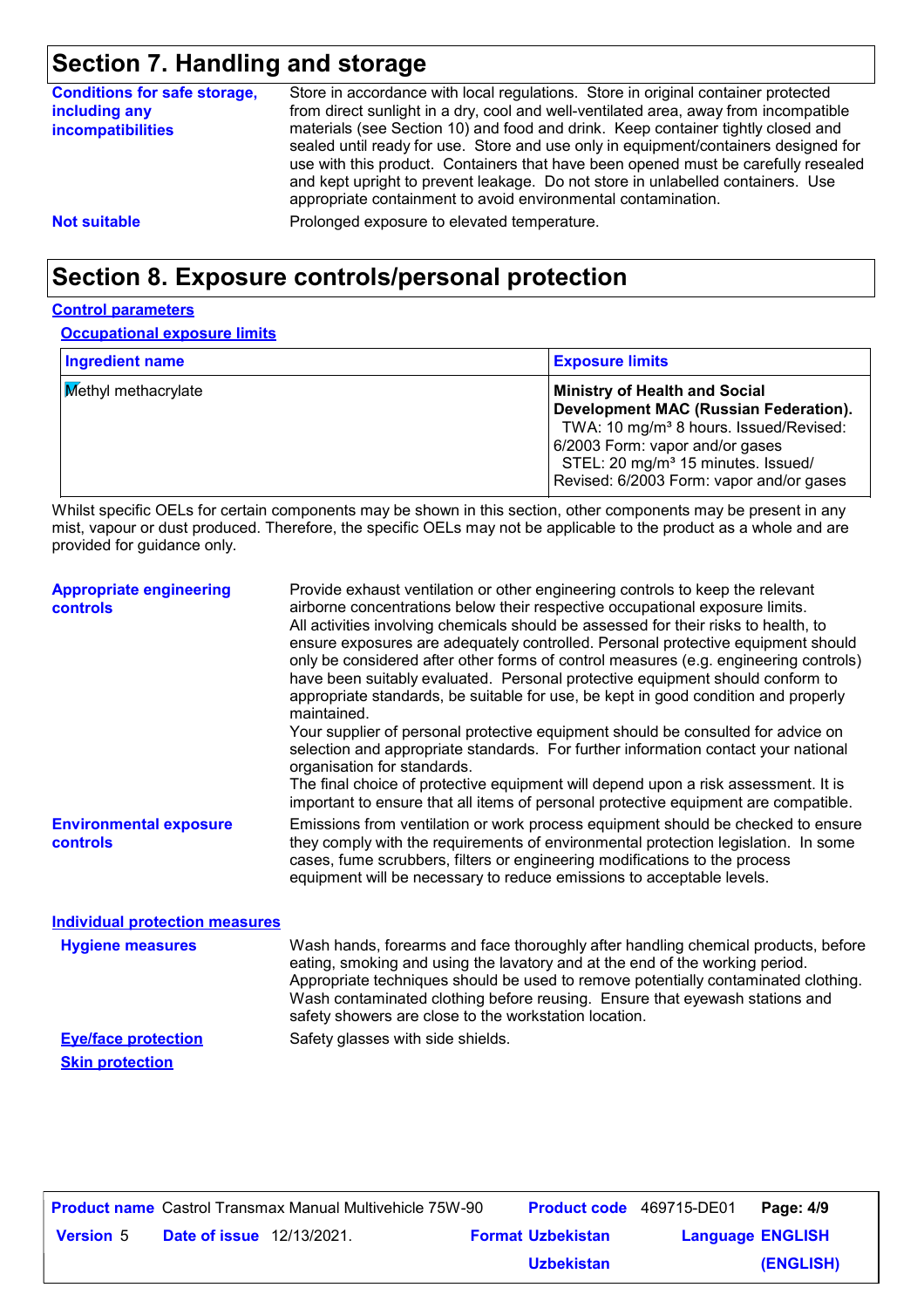## Section 7. Handling and storage

**Conditions for safe storage, including any incompatibilities**
Store in accordance with local regulations. Store in original container protected from direct sunlight in a dry, cool and well-ventilated area, away from incompatible materials (see Section 10) and food and drink. Keep container tightly closed and sealed until ready for use. Store and use only in equipment/containers designed for use with this product. Containers that have been opened must be carefully resealed and kept upright to prevent leakage. Do not store in unlabelled containers. Use appropriate containment to avoid environmental contamination.

**Not suitable**
Prolonged exposure to elevated temperature.

## Section 8. Exposure controls/personal protection

### Control parameters

#### Occupational exposure limits

| Ingredient name | Exposure limits |
| --- | --- |
| Methyl methacrylate | **Ministry of Health and Social Development MAC (Russian Federation).** TWA: 10 mg/m³ 8 hours. Issued/Revised: 6/2003 Form: vapor and/or gases STEL: 20 mg/m³ 15 minutes. Issued/ Revised: 6/2003 Form: vapor and/or gases |

Whilst specific OELs for certain components may be shown in this section, other components may be present in any mist, vapour or dust produced. Therefore, the specific OELs may not be applicable to the product as a whole and are provided for guidance only.

**Appropriate engineering controls**
Provide exhaust ventilation or other engineering controls to keep the relevant airborne concentrations below their respective occupational exposure limits.
All activities involving chemicals should be assessed for their risks to health, to ensure exposures are adequately controlled. Personal protective equipment should only be considered after other forms of control measures (e.g. engineering controls) have been suitably evaluated. Personal protective equipment should conform to appropriate standards, be suitable for use, be kept in good condition and properly maintained.
Your supplier of personal protective equipment should be consulted for advice on selection and appropriate standards. For further information contact your national organisation for standards.
The final choice of protective equipment will depend upon a risk assessment. It is important to ensure that all items of personal protective equipment are compatible.

**Environmental exposure controls**
Emissions from ventilation or work process equipment should be checked to ensure they comply with the requirements of environmental protection legislation. In some cases, fume scrubbers, filters or engineering modifications to the process equipment will be necessary to reduce emissions to acceptable levels.

### Individual protection measures

**Hygiene measures**
Wash hands, forearms and face thoroughly after handling chemical products, before eating, smoking and using the lavatory and at the end of the working period. Appropriate techniques should be used to remove potentially contaminated clothing. Wash contaminated clothing before reusing. Ensure that eyewash stations and safety showers are close to the workstation location.

**Eye/face protection**
Safety glasses with side shields.

**Skin protection**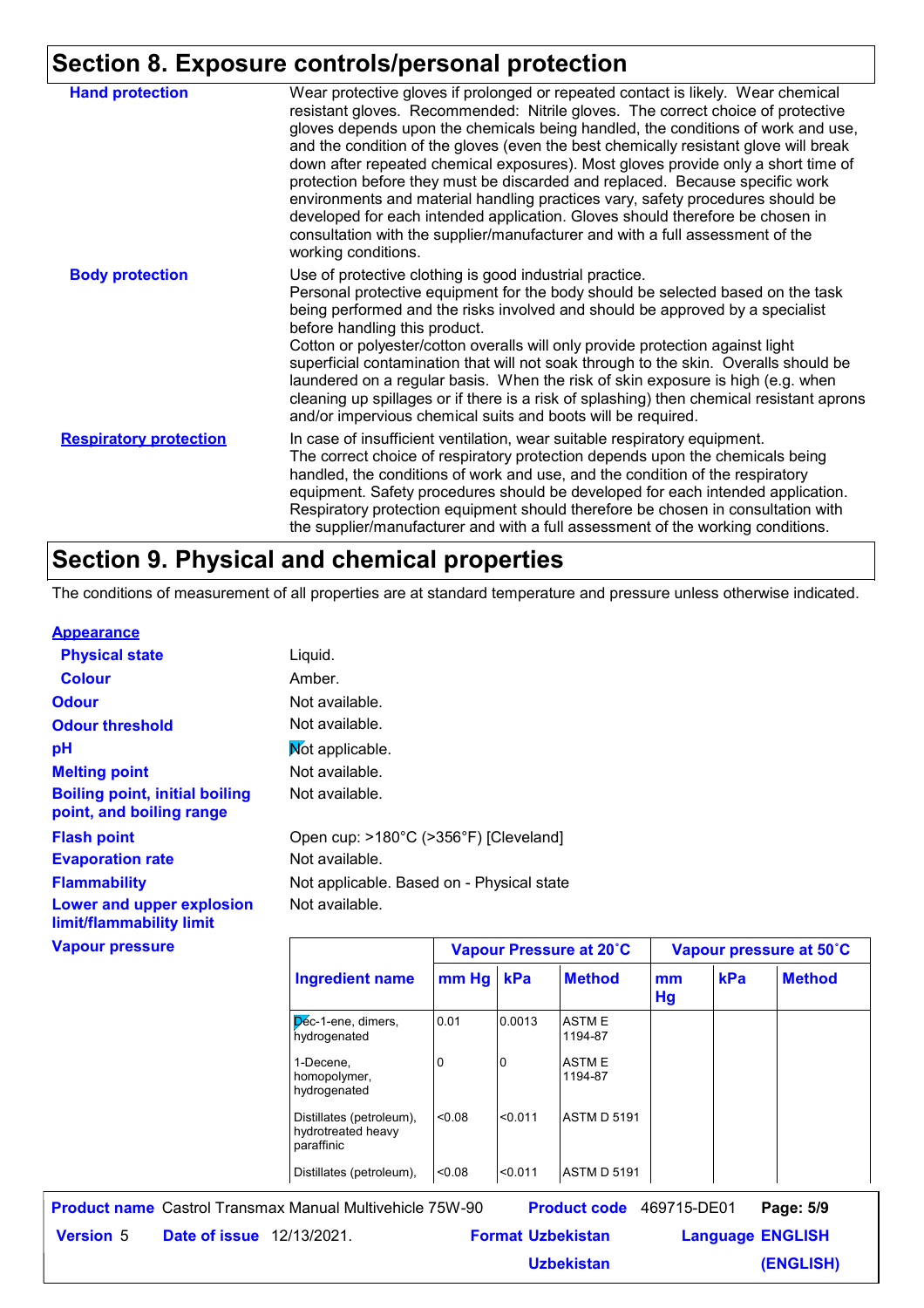## Section 8. Exposure controls/personal protection

**Hand protection**

Wear protective gloves if prolonged or repeated contact is likely. Wear chemical resistant gloves. Recommended: Nitrile gloves. The correct choice of protective gloves depends upon the chemicals being handled, the conditions of work and use, and the condition of the gloves (even the best chemically resistant glove will break down after repeated chemical exposures). Most gloves provide only a short time of protection before they must be discarded and replaced. Because specific work environments and material handling practices vary, safety procedures should be developed for each intended application. Gloves should therefore be chosen in consultation with the supplier/manufacturer and with a full assessment of the working conditions.

**Body protection**

Use of protective clothing is good industrial practice.
Personal protective equipment for the body should be selected based on the task being performed and the risks involved and should be approved by a specialist before handling this product.
Cotton or polyester/cotton overalls will only provide protection against light superficial contamination that will not soak through to the skin. Overalls should be laundered on a regular basis. When the risk of skin exposure is high (e.g. when cleaning up spillages or if there is a risk of splashing) then chemical resistant aprons and/or impervious chemical suits and boots will be required.

**Respiratory protection**

In case of insufficient ventilation, wear suitable respiratory equipment.
The correct choice of respiratory protection depends upon the chemicals being handled, the conditions of work and use, and the condition of the respiratory equipment. Safety procedures should be developed for each intended application. Respiratory protection equipment should therefore be chosen in consultation with the supplier/manufacturer and with a full assessment of the working conditions.

## Section 9. Physical and chemical properties

The conditions of measurement of all properties are at standard temperature and pressure unless otherwise indicated.

**Appearance**

| | |
|---|---|
| **Physical state** | Liquid. |
| **Colour** | Amber. |
| **Odour** | Not available. |
| **Odour threshold** | Not available. |
| **pH** | Not applicable. |
| **Melting point** | Not available. |
| **Boiling point, initial boiling point, and boiling range** | Not available. |
| **Flash point** | Open cup: >180°C (>356°F) [Cleveland] |
| **Evaporation rate** | Not available. |
| **Flammability** | Not applicable. Based on - Physical state |
| **Lower and upper explosion limit/flammability limit** | Not available. |

**Vapour pressure**

| | Vapour Pressure at 20˚C | | | Vapour pressure at 50˚C | | |
|---|---|---|---|---|---|---|
| **Ingredient name** | **mm Hg** | **kPa** | **Method** | **mm Hg** | **kPa** | **Method** |
| Dec-1-ene, dimers, hydrogenated | 0.01 | 0.0013 | ASTM E 1194-87 | | | |
| 1-Decene, homopolymer, hydrogenated | 0 | 0 | ASTM E 1194-87 | | | |
| Distillates (petroleum), hydrotreated heavy paraffinic | <0.08 | <0.011 | ASTM D 5191 | | | |
| Distillates (petroleum), | <0.08 | <0.011 | ASTM D 5191 | | | |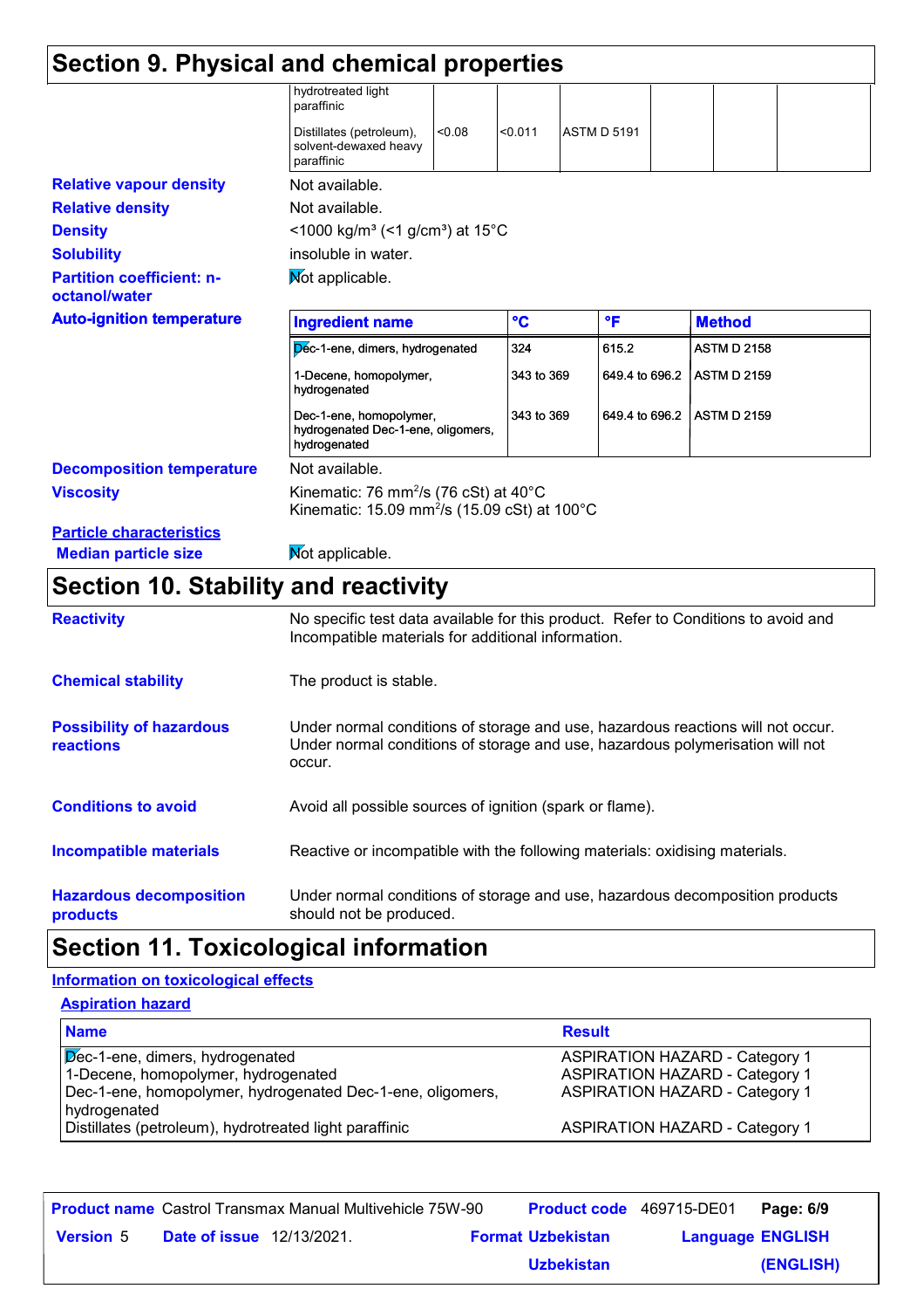# Section 9. Physical and chemical properties

| | | | | | | |
|---|---|---|---|---|---|---|
| hydrotreated light paraffinic | | | | | | |
| Distillates (petroleum), solvent-dewaxed heavy paraffinic | <0.08 | <0.011 | ASTM D 5191 | | | |

**Relative vapour density** Not available.

**Relative density** Not available.

**Density** <1000 kg/m³ (<1 g/cm³) at 15°C

**Solubility** insoluble in water.

**Partition coefficient: n-octanol/water** Not applicable.

**Auto-ignition temperature**

| Ingredient name | °C | °F | Method |
|---|---|---|---|
| Dec-1-ene, dimers, hydrogenated | 324 | 615.2 | ASTM D 2158 |
| 1-Decene, homopolymer, hydrogenated | 343 to 369 | 649.4 to 696.2 | ASTM D 2159 |
| Dec-1-ene, homopolymer, hydrogenated Dec-1-ene, oligomers, hydrogenated | 343 to 369 | 649.4 to 696.2 | ASTM D 2159 |

**Decomposition temperature** Not available.

**Viscosity** Kinematic: 76 $mm^2/s$ (76 cSt) at 40°C
Kinematic: 15.09 $mm^2/s$ (15.09 cSt) at 100°C

**Particle characteristics**

**Median particle size** Not applicable.

# Section 10. Stability and reactivity

**Reactivity** No specific test data available for this product. Refer to Conditions to avoid and Incompatible materials for additional information.

**Chemical stability** The product is stable.

**Possibility of hazardous reactions** Under normal conditions of storage and use, hazardous reactions will not occur. Under normal conditions of storage and use, hazardous polymerisation will not occur.

**Conditions to avoid** Avoid all possible sources of ignition (spark or flame).

**Incompatible materials** Reactive or incompatible with the following materials: oxidising materials.

**Hazardous decomposition products** Under normal conditions of storage and use, hazardous decomposition products should not be produced.

# Section 11. Toxicological information

**Information on toxicological effects**

**Aspiration hazard**

| Name | Result |
|---|---|
| Dec-1-ene, dimers, hydrogenated | ASPIRATION HAZARD - Category 1 |
| 1-Decene, homopolymer, hydrogenated | ASPIRATION HAZARD - Category 1 |
| Dec-1-ene, homopolymer, hydrogenated Dec-1-ene, oligomers, hydrogenated | ASPIRATION HAZARD - Category 1 |
| Distillates (petroleum), hydrotreated light paraffinic | ASPIRATION HAZARD - Category 1 |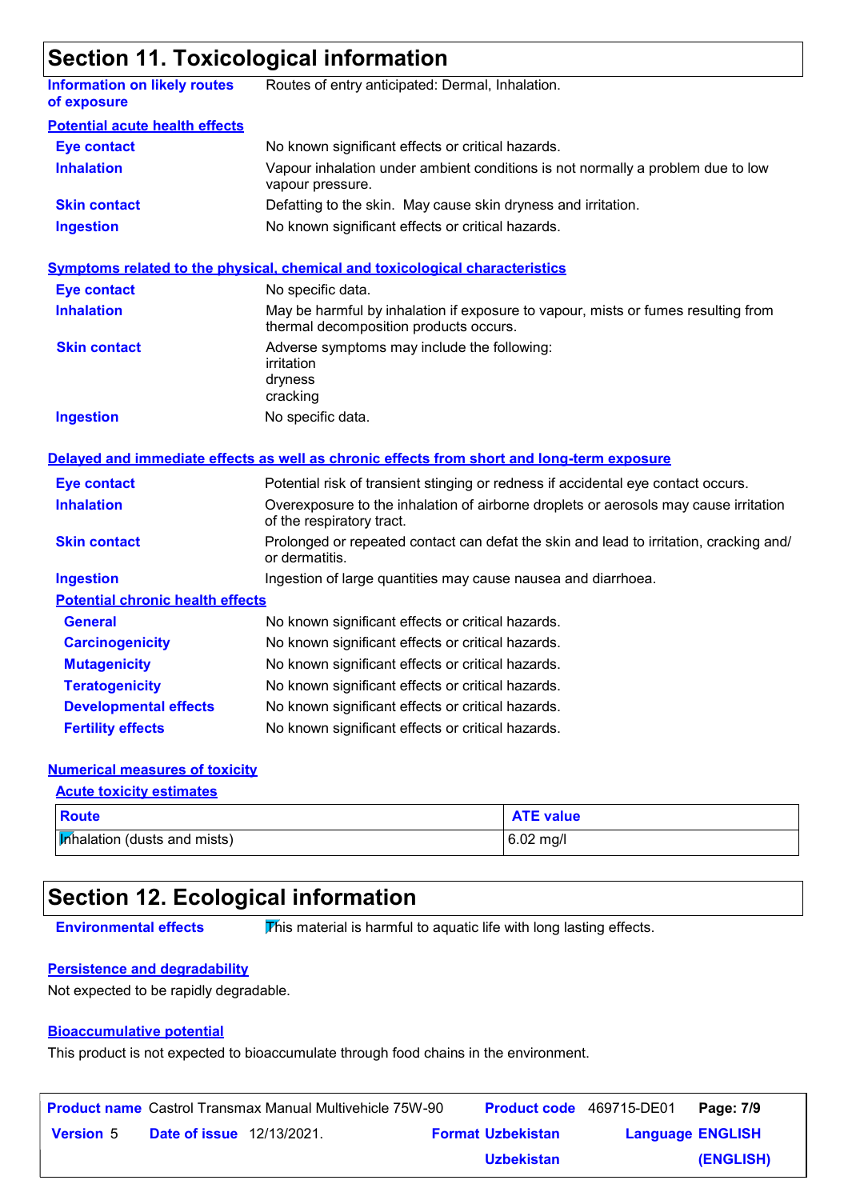## Section 11. Toxicological information

**Information on likely routes of exposure**: Routes of entry anticipated: Dermal, Inhalation.

**Potential acute health effects**

| | |
|---|---|
| **Eye contact** | No known significant effects or critical hazards. |
| **Inhalation** | Vapour inhalation under ambient conditions is not normally a problem due to low vapour pressure. |
| **Skin contact** | Defatting to the skin. May cause skin dryness and irritation. |
| **Ingestion** | No known significant effects or critical hazards. |

**Symptoms related to the physical, chemical and toxicological characteristics**

| | |
|---|---|
| **Eye contact** | No specific data. |
| **Inhalation** | May be harmful by inhalation if exposure to vapour, mists or fumes resulting from thermal decomposition products occurs. |
| **Skin contact** | Adverse symptoms may include the following: irritation dryness cracking |
| **Ingestion** | No specific data. |

**Delayed and immediate effects as well as chronic effects from short and long-term exposure**

| | |
|---|---|
| **Eye contact** | Potential risk of transient stinging or redness if accidental eye contact occurs. |
| **Inhalation** | Overexposure to the inhalation of airborne droplets or aerosols may cause irritation of the respiratory tract. |
| **Skin contact** | Prolonged or repeated contact can defat the skin and lead to irritation, cracking and/ or dermatitis. |
| **Ingestion** | Ingestion of large quantities may cause nausea and diarrhoea. |

**Potential chronic health effects**

| | |
|---|---|
| **General** | No known significant effects or critical hazards. |
| **Carcinogenicity** | No known significant effects or critical hazards. |
| **Mutagenicity** | No known significant effects or critical hazards. |
| **Teratogenicity** | No known significant effects or critical hazards. |
| **Developmental effects** | No known significant effects or critical hazards. |
| **Fertility effects** | No known significant effects or critical hazards. |

**Numerical measures of toxicity**

**Acute toxicity estimates**

| Route | ATE value |
|---|---|
| Inhalation (dusts and mists) | 6.02 mg/l |

## Section 12. Ecological information

**Environmental effects**: This material is harmful to aquatic life with long lasting effects.

**Persistence and degradability**

Not expected to be rapidly degradable.

**Bioaccumulative potential**

This product is not expected to bioaccumulate through food chains in the environment.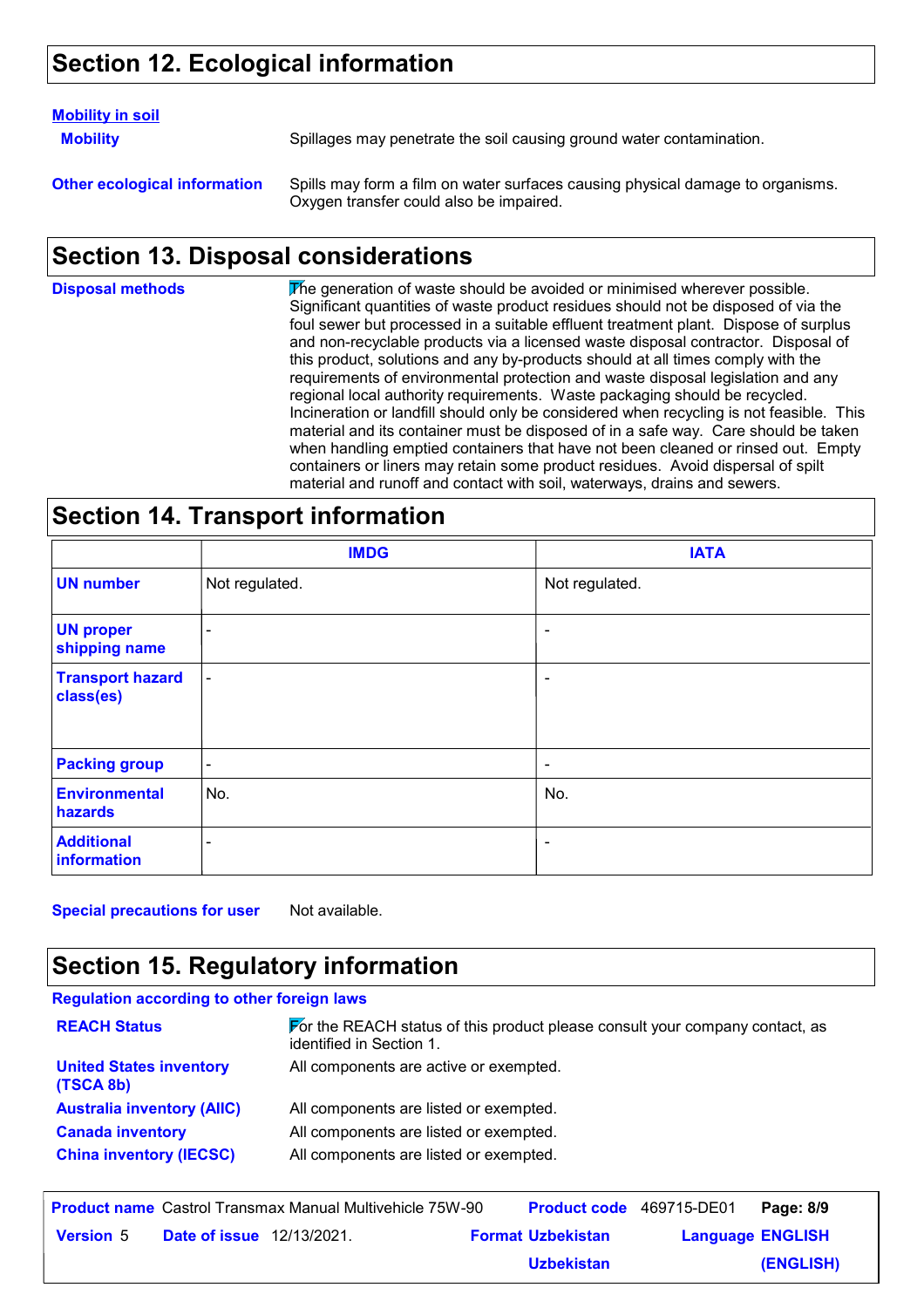## Section 12. Ecological information

**Mobility in soil**

**Mobility** Spillages may penetrate the soil causing ground water contamination.

**Other ecological information** Spills may form a film on water surfaces causing physical damage to organisms. Oxygen transfer could also be impaired.

## Section 13. Disposal considerations

**Disposal methods** The generation of waste should be avoided or minimised wherever possible. Significant quantities of waste product residues should not be disposed of via the foul sewer but processed in a suitable effluent treatment plant. Dispose of surplus and non-recyclable products via a licensed waste disposal contractor. Disposal of this product, solutions and any by-products should at all times comply with the requirements of environmental protection and waste disposal legislation and any regional local authority requirements. Waste packaging should be recycled. Incineration or landfill should only be considered when recycling is not feasible. This material and its container must be disposed of in a safe way. Care should be taken when handling emptied containers that have not been cleaned or rinsed out. Empty containers or liners may retain some product residues. Avoid dispersal of spilt material and runoff and contact with soil, waterways, drains and sewers.

## Section 14. Transport information

| | IMDG | IATA |
|---|---|---|
| **UN number** | Not regulated. | Not regulated. |
| **UN proper shipping name** | - | - |
| **Transport hazard class(es)** | - | - |
| **Packing group** | - | - |
| **Environmental hazards** | No. | No. |
| **Additional information** | - | - |

**Special precautions for user** Not available.

## Section 15. Regulatory information

**Regulation according to other foreign laws**

**REACH Status** For the REACH status of this product please consult your company contact, as identified in Section 1.

**United States inventory (TSCA 8b)** All components are active or exempted.

**Australia inventory (AIIC)** All components are listed or exempted.

**Canada inventory** All components are listed or exempted.

**China inventory (IECSC)** All components are listed or exempted.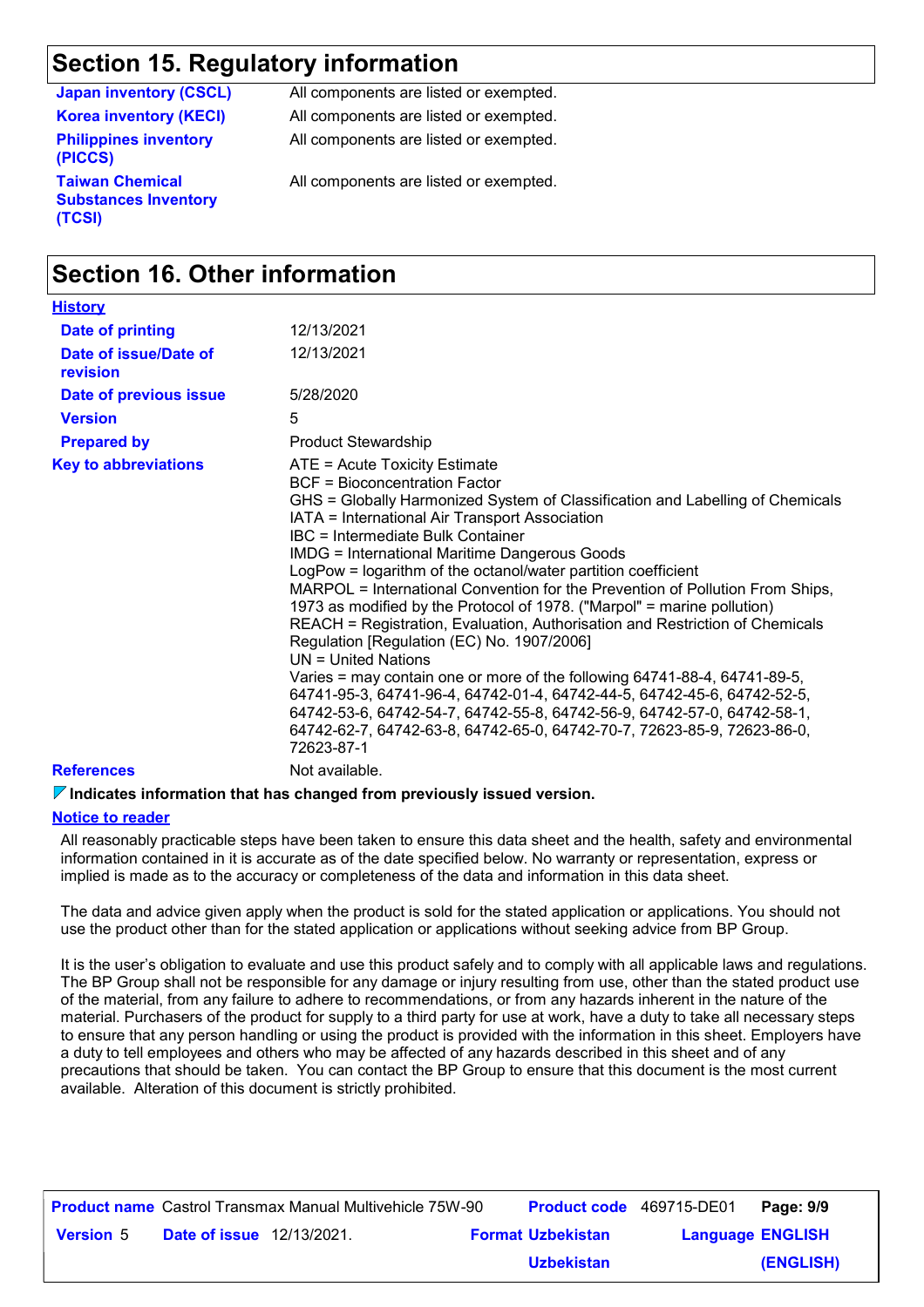## Section 15. Regulatory information

| | |
|---|---|
| **Japan inventory (CSCL)** | All components are listed or exempted. |
| **Korea inventory (KECI)** | All components are listed or exempted. |
| **Philippines inventory (PICCS)** | All components are listed or exempted. |
| **Taiwan Chemical Substances Inventory (TCSI)** | All components are listed or exempted. |

## Section 16. Other information

**History**

| | |
|---|---|
| **Date of printing** | 12/13/2021 |
| **Date of issue/Date of revision** | 12/13/2021 |
| **Date of previous issue** | 5/28/2020 |
| **Version** | 5 |
| **Prepared by** | Product Stewardship |

**Key to abbreviations**

ATE = Acute Toxicity Estimate
BCF = Bioconcentration Factor
GHS = Globally Harmonized System of Classification and Labelling of Chemicals
IATA = International Air Transport Association
IBC = Intermediate Bulk Container
IMDG = International Maritime Dangerous Goods
LogPow = logarithm of the octanol/water partition coefficient
MARPOL = International Convention for the Prevention of Pollution From Ships, 1973 as modified by the Protocol of 1978. ("Marpol" = marine pollution)
REACH = Registration, Evaluation, Authorisation and Restriction of Chemicals Regulation [Regulation (EC) No. 1907/2006]
UN = United Nations
Varies = may contain one or more of the following 64741-88-4, 64741-89-5, 64741-95-3, 64741-96-4, 64742-01-4, 64742-44-5, 64742-45-6, 64742-52-5, 64742-53-6, 64742-54-7, 64742-55-8, 64742-56-9, 64742-57-0, 64742-58-1, 64742-62-7, 64742-63-8, 64742-65-0, 64742-70-7, 72623-85-9, 72623-86-0, 72623-87-1

**References** Not available.

**Indicates information that has changed from previously issued version.**

**Notice to reader**

All reasonably practicable steps have been taken to ensure this data sheet and the health, safety and environmental information contained in it is accurate as of the date specified below. No warranty or representation, express or implied is made as to the accuracy or completeness of the data and information in this data sheet.

The data and advice given apply when the product is sold for the stated application or applications. You should not use the product other than for the stated application or applications without seeking advice from BP Group.

It is the user's obligation to evaluate and use this product safely and to comply with all applicable laws and regulations. The BP Group shall not be responsible for any damage or injury resulting from use, other than the stated product use of the material, from any failure to adhere to recommendations, or from any hazards inherent in the nature of the material. Purchasers of the product for supply to a third party for use at work, have a duty to take all necessary steps to ensure that any person handling or using the product is provided with the information in this sheet. Employers have a duty to tell employees and others who may be affected of any hazards described in this sheet and of any precautions that should be taken. You can contact the BP Group to ensure that this document is the most current available. Alteration of this document is strictly prohibited.